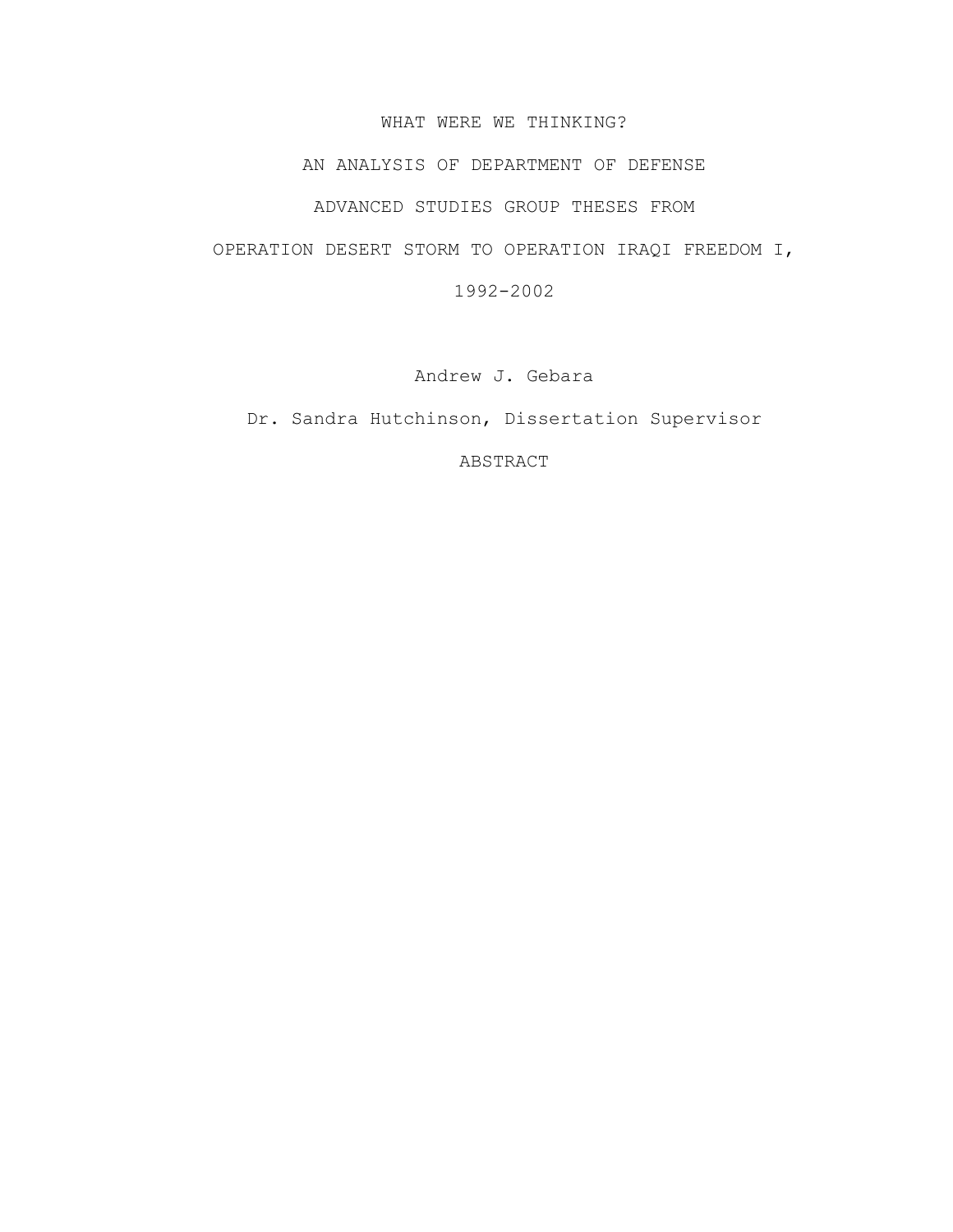WHAT WERE WE THINKING?

AN ANALYSIS OF DEPARTMENT OF DEFENSE

ADVANCED STUDIES GROUP THESES FROM

OPERATION DESERT STORM TO OPERATION IRAQI FREEDOM I,

1992-2002

Andrew J. Gebara

Dr. Sandra Hutchinson, Dissertation Supervisor

ABSTRACT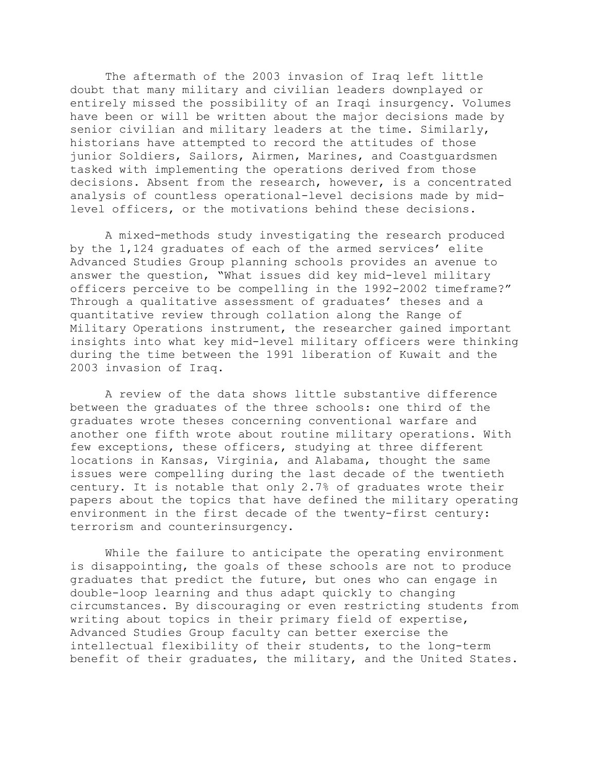The aftermath of the 2003 invasion of Iraq left little doubt that many military and civilian leaders downplayed or entirely missed the possibility of an Iraqi insurgency. Volumes have been or will be written about the major decisions made by senior civilian and military leaders at the time. Similarly, historians have attempted to record the attitudes of those junior Soldiers, Sailors, Airmen, Marines, and Coastguardsmen tasked with implementing the operations derived from those decisions. Absent from the research, however, is a concentrated analysis of countless operational-level decisions made by mid-level officers, or the motivations behind these decisions.

A mixed-methods study investigating the research produced by the 1,124 graduates of each of the armed services' elite Advanced Studies Group planning schools provides an avenue to answer the question, "What issues did key mid-level military officers perceive to be compelling in the 1992-2002 timeframe?" Through a qualitative assessment of graduates' theses and a quantitative review through collation along the Range of Military Operations instrument, the researcher gained important insights into what key mid-level military officers were thinking during the time between the 1991 liberation of Kuwait and the 2003 invasion of Iraq.

A review of the data shows little substantive difference between the graduates of the three schools: one third of the graduates wrote theses concerning conventional warfare and another one fifth wrote about routine military operations. With few exceptions, these officers, studying at three different locations in Kansas, Virginia, and Alabama, thought the same issues were compelling during the last decade of the twentieth century. It is notable that only 2.7% of graduates wrote their papers about the topics that have defined the military operating environment in the first decade of the twenty-first century: terrorism and counterinsurgency.

While the failure to anticipate the operating environment is disappointing, the goals of these schools are not to produce graduates that predict the future, but ones who can engage in double-loop learning and thus adapt quickly to changing circumstances. By discouraging or even restricting students from writing about topics in their primary field of expertise, Advanced Studies Group faculty can better exercise the intellectual flexibility of their students, to the long-term benefit of their graduates, the military, and the United States.